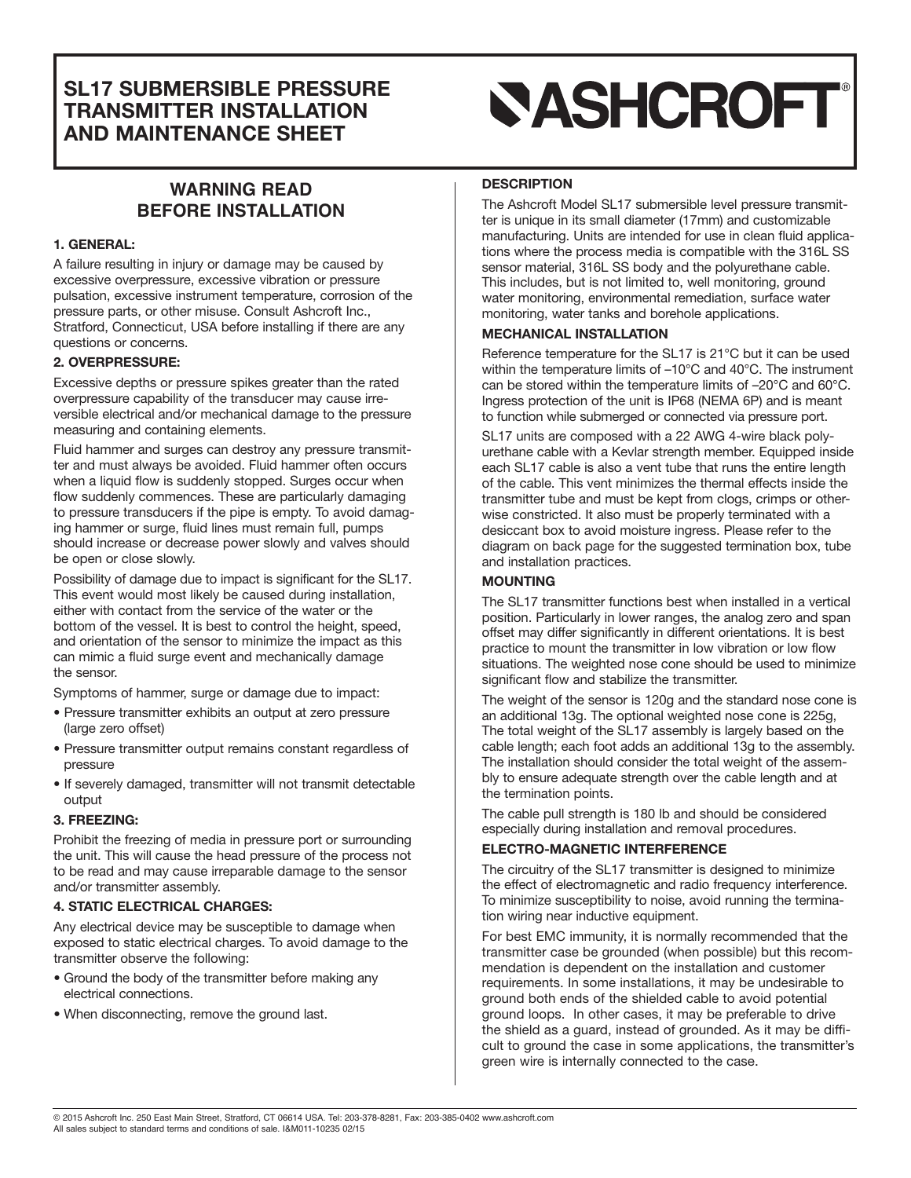# SL17 SUBMERSIBLE PRESSURE TRANSMITTER INSTALLATION AND MAINTENANCE SHEET

ASHCROFT®

## WARNING READ BEFORE INSTALLATION

### 1. GENERAL:

A failure resulting in injury or damage may be caused by excessive overpressure, excessive vibration or pressure pulsation, excessive instrument temperature, corrosion of the pressure parts, or other misuse. Consult Ashcroft Inc., Stratford, Connecticut, USA before installing if there are any questions or concerns.

### 2. OVERPRESSURE:

Excessive depths or pressure spikes greater than the rated overpressure capability of the transducer may cause irreversible electrical and/or mechanical damage to the pressure measuring and containing elements.

Fluid hammer and surges can destroy any pressure transmitter and must always be avoided. Fluid hammer often occurs when a liquid flow is suddenly stopped. Surges occur when flow suddenly commences. These are particularly damaging to pressure transducers if the pipe is empty. To avoid damaging hammer or surge, fluid lines must remain full, pumps should increase or decrease power slowly and valves should be open or close slowly.

Possibility of damage due to impact is significant for the SL17. This event would most likely be caused during installation, either with contact from the service of the water or the bottom of the vessel. It is best to control the height, speed, and orientation of the sensor to minimize the impact as this can mimic a fluid surge event and mechanically damage the sensor.

Symptoms of hammer, surge or damage due to impact:

- Pressure transmitter exhibits an output at zero pressure (large zero offset)
- Pressure transmitter output remains constant regardless of pressure
- If severely damaged, transmitter will not transmit detectable output

### 3. FREEZING:

Prohibit the freezing of media in pressure port or surrounding the unit. This will cause the head pressure of the process not to be read and may cause irreparable damage to the sensor and/or transmitter assembly.

### 4. STATIC ELECTRICAL CHARGES:

Any electrical device may be susceptible to damage when exposed to static electrical charges. To avoid damage to the transmitter observe the following:

- Ground the body of the transmitter before making any electrical connections.
- When disconnecting, remove the ground last.

### DESCRIPTION

The Ashcroft Model SL17 submersible level pressure transmitter is unique in its small diameter (17mm) and customizable manufacturing. Units are intended for use in clean fluid applications where the process media is compatible with the 316L SS sensor material, 316L SS body and the polyurethane cable. This includes, but is not limited to, well monitoring, ground water monitoring, environmental remediation, surface water monitoring, water tanks and borehole applications.

### MECHANICAL INSTALLATION

Reference temperature for the SL17 is 21°C but it can be used within the temperature limits of –10°C and 40°C. The instrument can be stored within the temperature limits of –20°C and 60°C. Ingress protection of the unit is IP68 (NEMA 6P) and is meant to function while submerged or connected via pressure port.

SL17 units are composed with a 22 AWG 4-wire black polyurethane cable with a Kevlar strength member. Equipped inside each SL17 cable is also a vent tube that runs the entire length of the cable. This vent minimizes the thermal effects inside the transmitter tube and must be kept from clogs, crimps or otherwise constricted. It also must be properly terminated with a desiccant box to avoid moisture ingress. Please refer to the diagram on back page for the suggested termination box, tube and installation practices.

### MOUNTING

The SL17 transmitter functions best when installed in a vertical position. Particularly in lower ranges, the analog zero and span offset may differ significantly in different orientations. It is best practice to mount the transmitter in low vibration or low flow situations. The weighted nose cone should be used to minimize significant flow and stabilize the transmitter.

The weight of the sensor is 120g and the standard nose cone is an additional 13g. The optional weighted nose cone is 225g, The total weight of the SL17 assembly is largely based on the cable length; each foot adds an additional 13g to the assembly. The installation should consider the total weight of the assembly to ensure adequate strength over the cable length and at the termination points.

The cable pull strength is 180 lb and should be considered especially during installation and removal procedures.

### ELECTRO-MAGNETIC INTERFERENCE

The circuitry of the SL17 transmitter is designed to minimize the effect of electromagnetic and radio frequency interference. To minimize susceptibility to noise, avoid running the termination wiring near inductive equipment.

For best EMC immunity, it is normally recommended that the transmitter case be grounded (when possible) but this recommendation is dependent on the installation and customer requirements. In some installations, it may be undesirable to ground both ends of the shielded cable to avoid potential ground loops. In other cases, it may be preferable to drive the shield as a guard, instead of grounded. As it may be difficult to ground the case in some applications, the transmitter's green wire is internally connected to the case.

© 2015 Ashcroft Inc. 250 East Main Street, Stratford, CT 06614 USA. Tel: 203-378-8281, Fax: 203-385-0402 www.ashcroft.com
All sales subject to standard terms and conditions of sale. I&M011-10235 02/15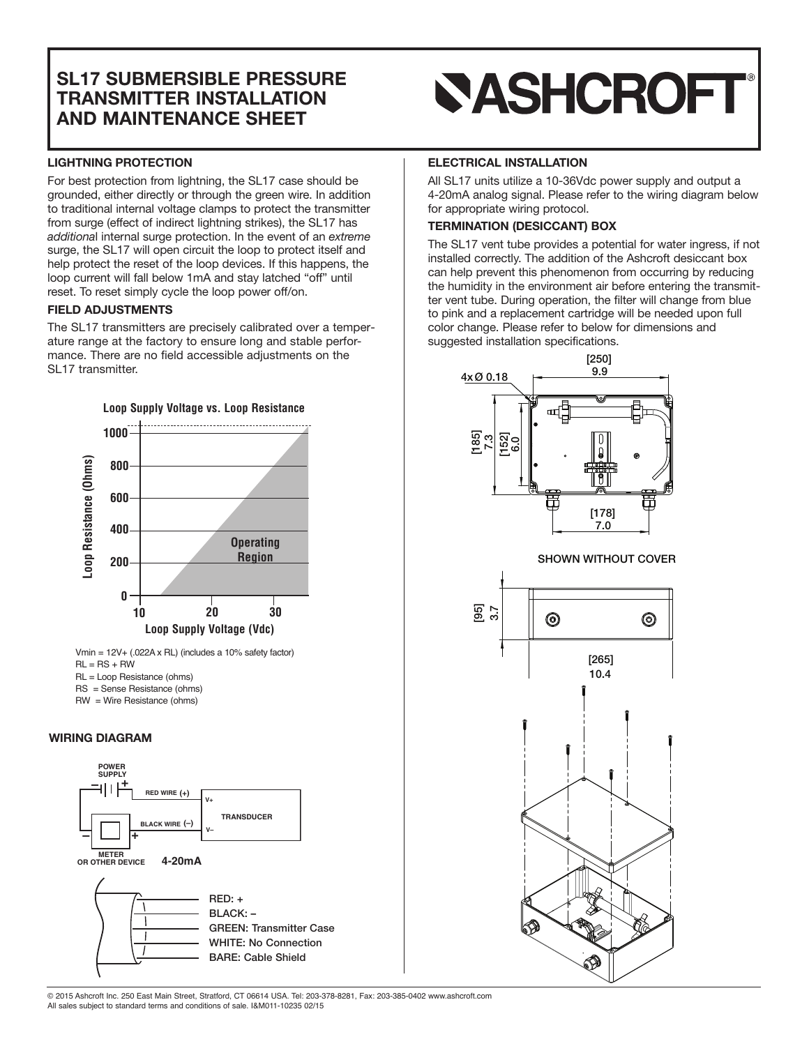# SL17 SUBMERSIBLE PRESSURE TRANSMITTER INSTALLATION AND MAINTENANCE SHEET

ASHCROFT®

## LIGHTNING PROTECTION

For best protection from lightning, the SL17 case should be grounded, either directly or through the green wire. In addition to traditional internal voltage clamps to protect the transmitter from surge (effect of indirect lightning strikes), the SL17 has *additional* internal surge protection. In the event of an *extreme* surge, the SL17 will open circuit the loop to protect itself and help protect the reset of the loop devices. If this happens, the loop current will fall below 1mA and stay latched "off" until reset. To reset simply cycle the loop power off/on.

## FIELD ADJUSTMENTS

The SL17 transmitters are precisely calibrated over a temperature range at the factory to ensure long and stable performance. There are no field accessible adjustments on the SL17 transmitter.

Loop Supply Voltage vs. Loop Resistance

Loop Resistance (Ohms)

1000
800
600
400
200
0

Operating Region

10
20
30

Loop Supply Voltage (Vdc)

Vmin = 12V+ (.022A x RL) (includes a 10% safety factor)
RL = RS + RW
RL = Loop Resistance (ohms)
RS = Sense Resistance (ohms)
RW = Wire Resistance (ohms)

## WIRING DIAGRAM

POWER SUPPLY
RED WIRE (+)
V+
TRANSDUCER
BLACK WIRE (–)
V–
METER OR OTHER DEVICE
4-20mA

RED: +
BLACK: –
GREEN: Transmitter Case
WHITE: No Connection
BARE: Cable Shield

## ELECTRICAL INSTALLATION

All SL17 units utilize a 10-36Vdc power supply and output a 4-20mA analog signal. Please refer to the wiring diagram below for appropriate wiring protocol.

## TERMINATION (DESICCANT) BOX

The SL17 vent tube provides a potential for water ingress, if not installed correctly. The addition of the Ashcroft desiccant box can help prevent this phenomenon from occurring by reducing the humidity in the environment air before entering the transmitter vent tube. During operation, the filter will change from blue to pink and a replacement cartridge will be needed upon full color change. Please refer to below for dimensions and suggested installation specifications.

4x Ø 0.18
[250]
9.9
[185]
7.3
[152]
6.0
[178]
7.0

SHOWN WITHOUT COVER

[95]
3.7
[265]
10.4

© 2015 Ashcroft Inc. 250 East Main Street, Stratford, CT 06614 USA. Tel: 203-378-8281, Fax: 203-385-0402 www.ashcroft.com
All sales subject to standard terms and conditions of sale. I&M011-10235 02/15